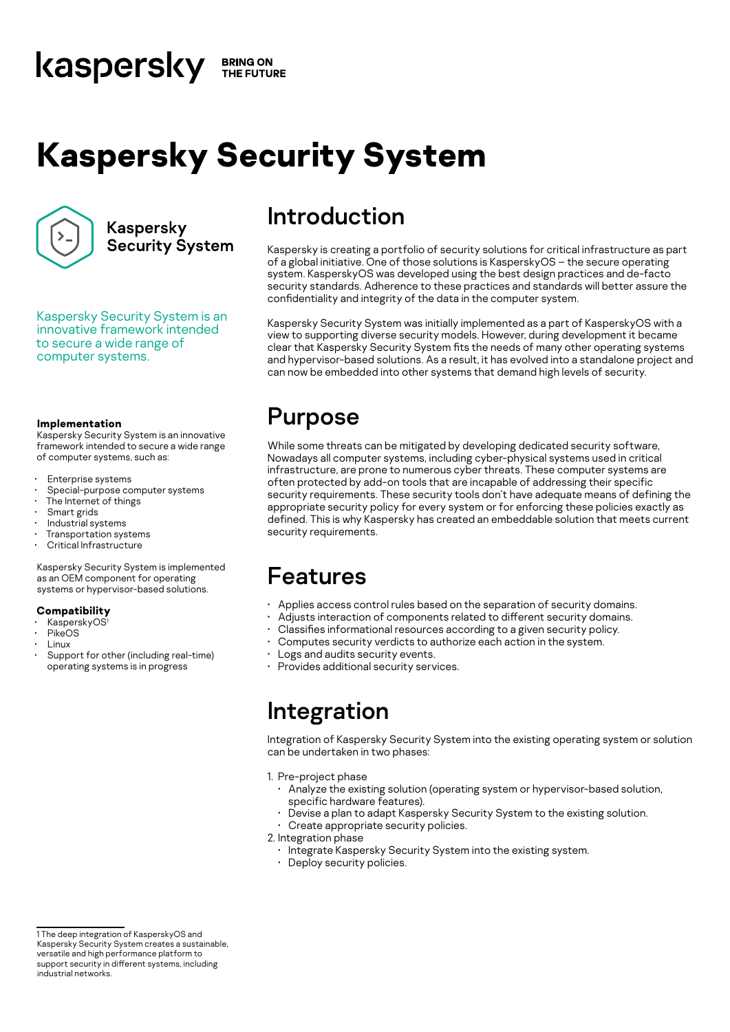kaspersky BRING ON THE FUTURE

# Kaspersky Security System

Kaspersky Security System

Kaspersky Security System is an innovative framework intended to secure a wide range of computer systems.

**Implementation**

Kaspersky Security System is an innovative framework intended to secure a wide range of computer systems, such as:

- Enterprise systems
- Special-purpose computer systems
- The Internet of things
- Smart grids
- Industrial systems
- Transportation systems
- Critical Infrastructure

Kaspersky Security System is implemented as an OEM component for operating systems or hypervisor-based solutions.

**Compatibility**

- KasperskyOS[1]
- PikeOS
- Linux
- Support for other (including real-time) operating systems is in progress

## Introduction

Kaspersky is creating a portfolio of security solutions for critical infrastructure as part of a global initiative. One of those solutions is KasperskyOS – the secure operating system. KasperskyOS was developed using the best design practices and de-facto security standards. Adherence to these practices and standards will better assure the confidentiality and integrity of the data in the computer system.

Kaspersky Security System was initially implemented as a part of KasperskyOS with a view to supporting diverse security models. However, during development it became clear that Kaspersky Security System fits the needs of many other operating systems and hypervisor-based solutions. As a result, it has evolved into a standalone project and can now be embedded into other systems that demand high levels of security.

## Purpose

While some threats can be mitigated by developing dedicated security software, Nowadays all computer systems, including cyber-physical systems used in critical infrastructure, are prone to numerous cyber threats. These computer systems are often protected by add-on tools that are incapable of addressing their specific security requirements. These security tools don't have adequate means of defining the appropriate security policy for every system or for enforcing these policies exactly as defined. This is why Kaspersky has created an embeddable solution that meets current security requirements.

## Features

- Applies access control rules based on the separation of security domains.
- Adjusts interaction of components related to different security domains.
- Classifies informational resources according to a given security policy.
- Computes security verdicts to authorize each action in the system.
- Logs and audits security events.
- Provides additional security services.

## Integration

Integration of Kaspersky Security System into the existing operating system or solution can be undertaken in two phases:

1. Pre-project phase
   - Analyze the existing solution (operating system or hypervisor-based solution, specific hardware features).
   - Devise a plan to adapt Kaspersky Security System to the existing solution.
   - Create appropriate security policies.
2. Integration phase
   - Integrate Kaspersky Security System into the existing system.
   - Deploy security policies.

[1] The deep integration of KasperskyOS and Kaspersky Security System creates a sustainable, versatile and high performance platform to support security in different systems, including industrial networks.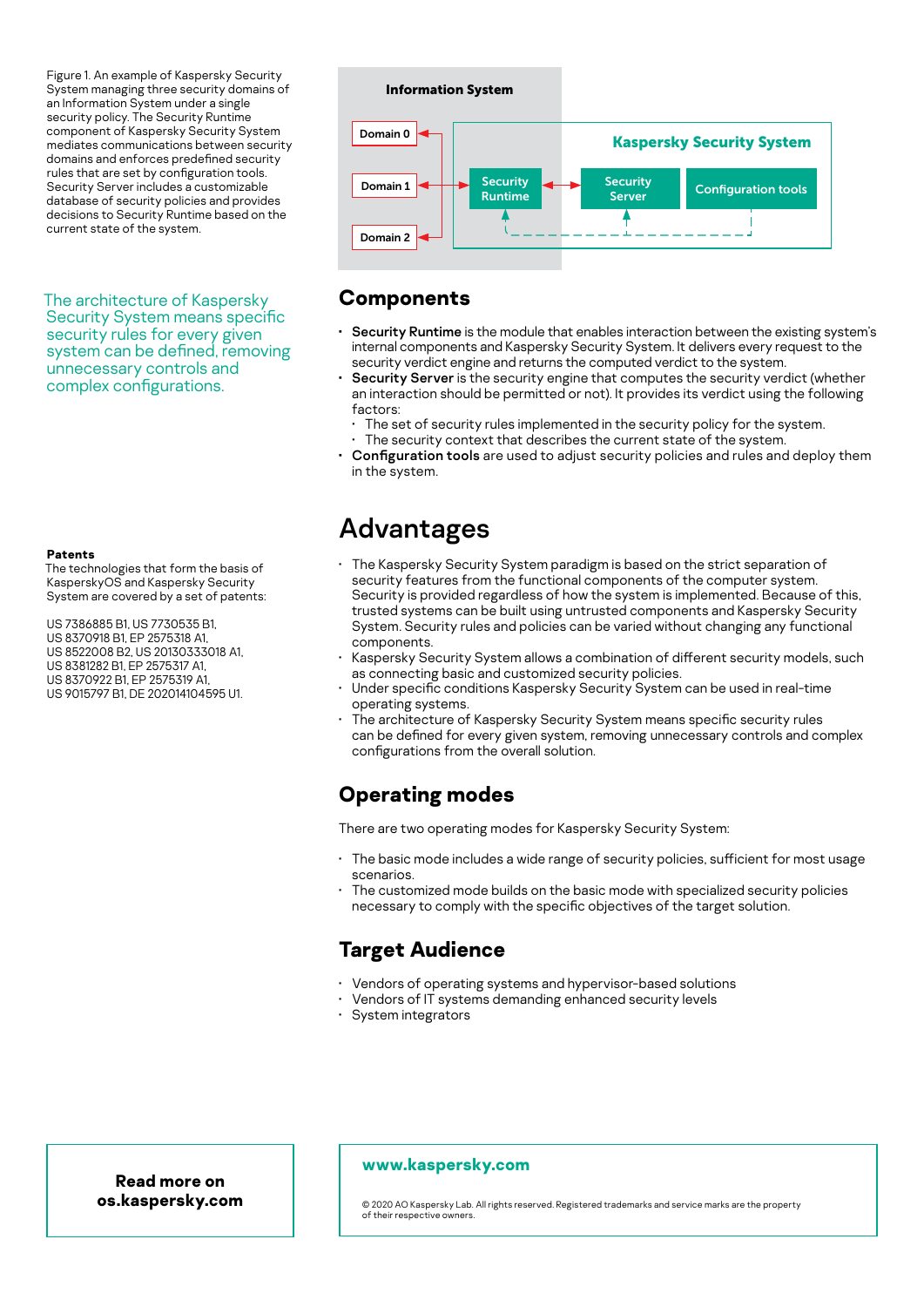Figure 1. An example of Kaspersky Security System managing three security domains of an Information System under a single security policy. The Security Runtime component of Kaspersky Security System mediates communications between security domains and enforces predefined security rules that are set by configuration tools. Security Server includes a customizable database of security policies and provides decisions to Security Runtime based on the current state of the system.

Information System

Domain 0

Domain 1

Domain 2

Kaspersky Security System

Security Runtime

Security Server

Configuration tools

The architecture of Kaspersky Security System means specific security rules for every given system can be defined, removing unnecessary controls and complex configurations.

## Components

- **Security Runtime** is the module that enables interaction between the existing system's internal components and Kaspersky Security System. It delivers every request to the security verdict engine and returns the computed verdict to the system.
- **Security Server** is the security engine that computes the security verdict (whether an interaction should be permitted or not). It provides its verdict using the following factors:
  - The set of security rules implemented in the security policy for the system.
  - The security context that describes the current state of the system.
- **Configuration tools** are used to adjust security policies and rules and deploy them in the system.

# Advantages

- The Kaspersky Security System paradigm is based on the strict separation of security features from the functional components of the computer system. Security is provided regardless of how the system is implemented. Because of this, trusted systems can be built using untrusted components and Kaspersky Security System. Security rules and policies can be varied without changing any functional components.
- Kaspersky Security System allows a combination of different security models, such as connecting basic and customized security policies.
- Under specific conditions Kaspersky Security System can be used in real-time operating systems.
- The architecture of Kaspersky Security System means specific security rules can be defined for every given system, removing unnecessary controls and complex configurations from the overall solution.

## Operating modes

There are two operating modes for Kaspersky Security System:

- The basic mode includes a wide range of security policies, sufficient for most usage scenarios.
- The customized mode builds on the basic mode with specialized security policies necessary to comply with the specific objectives of the target solution.

## Target Audience

- Vendors of operating systems and hypervisor-based solutions
- Vendors of IT systems demanding enhanced security levels
- System integrators

**Patents**

The technologies that form the basis of KasperskyOS and Kaspersky Security System are covered by a set of patents:

US 7386885 B1, US 7730535 B1,
US 8370918 B1, EP 2575318 A1,
US 8522008 B2, US 20130333018 A1,
US 8381282 B1, EP 2575317 A1,
US 8370922 B1, EP 2575319 A1,
US 9015797 B1, DE 202014104595 U1.

**Read more on os.kaspersky.com**

**www.kaspersky.com**

© 2020 AO Kaspersky Lab. All rights reserved. Registered trademarks and service marks are the property of their respective owners.